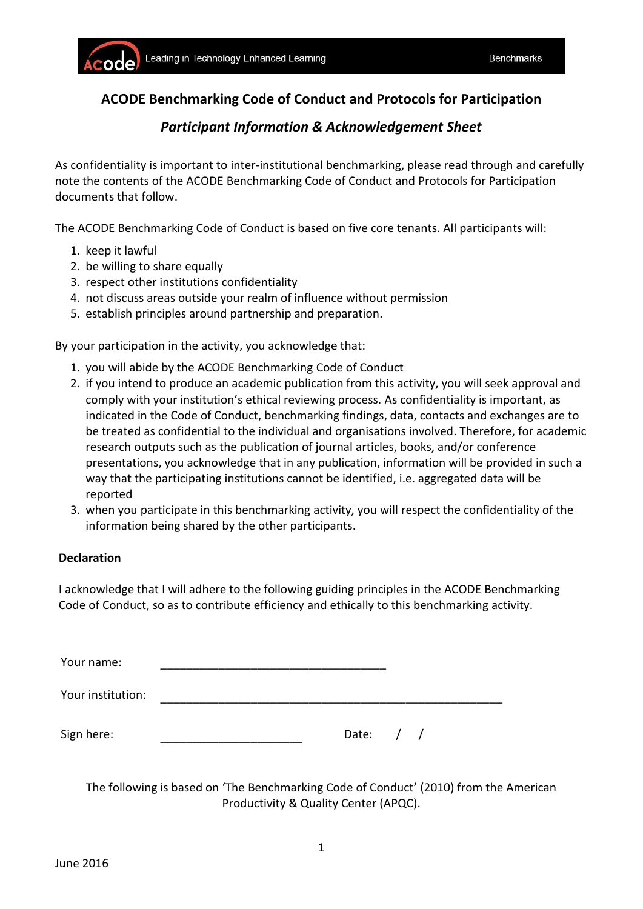# ACODE Benchmarking Code of Conduct and Protocols for Participation

## *Participant Information & Acknowledgement Sheet*

As confidentiality is important to inter-institutional benchmarking, please read through and carefully note the contents of the ACODE Benchmarking Code of Conduct and Protocols for Participation documents that follow.

The ACODE Benchmarking Code of Conduct is based on five core tenants. All participants will:

1. keep it lawful
2. be willing to share equally
3. respect other institutions confidentiality
4. not discuss areas outside your realm of influence without permission
5. establish principles around partnership and preparation.

By your participation in the activity, you acknowledge that:

1. you will abide by the ACODE Benchmarking Code of Conduct
2. if you intend to produce an academic publication from this activity, you will seek approval and comply with your institution's ethical reviewing process. As confidentiality is important, as indicated in the Code of Conduct, benchmarking findings, data, contacts and exchanges are to be treated as confidential to the individual and organisations involved. Therefore, for academic research outputs such as the publication of journal articles, books, and/or conference presentations, you acknowledge that in any publication, information will be provided in such a way that the participating institutions cannot be identified, i.e. aggregated data will be reported
3. when you participate in this benchmarking activity, you will respect the confidentiality of the information being shared by the other participants.

**Declaration**

I acknowledge that I will adhere to the following guiding principles in the ACODE Benchmarking Code of Conduct, so as to contribute efficiency and ethically to this benchmarking activity.

Your name: ___________________________________

Your institution: _____________________________________________________

Sign here: ______________________ Date: / /

The following is based on 'The Benchmarking Code of Conduct' (2010) from the American Productivity & Quality Center (APQC).

June 2016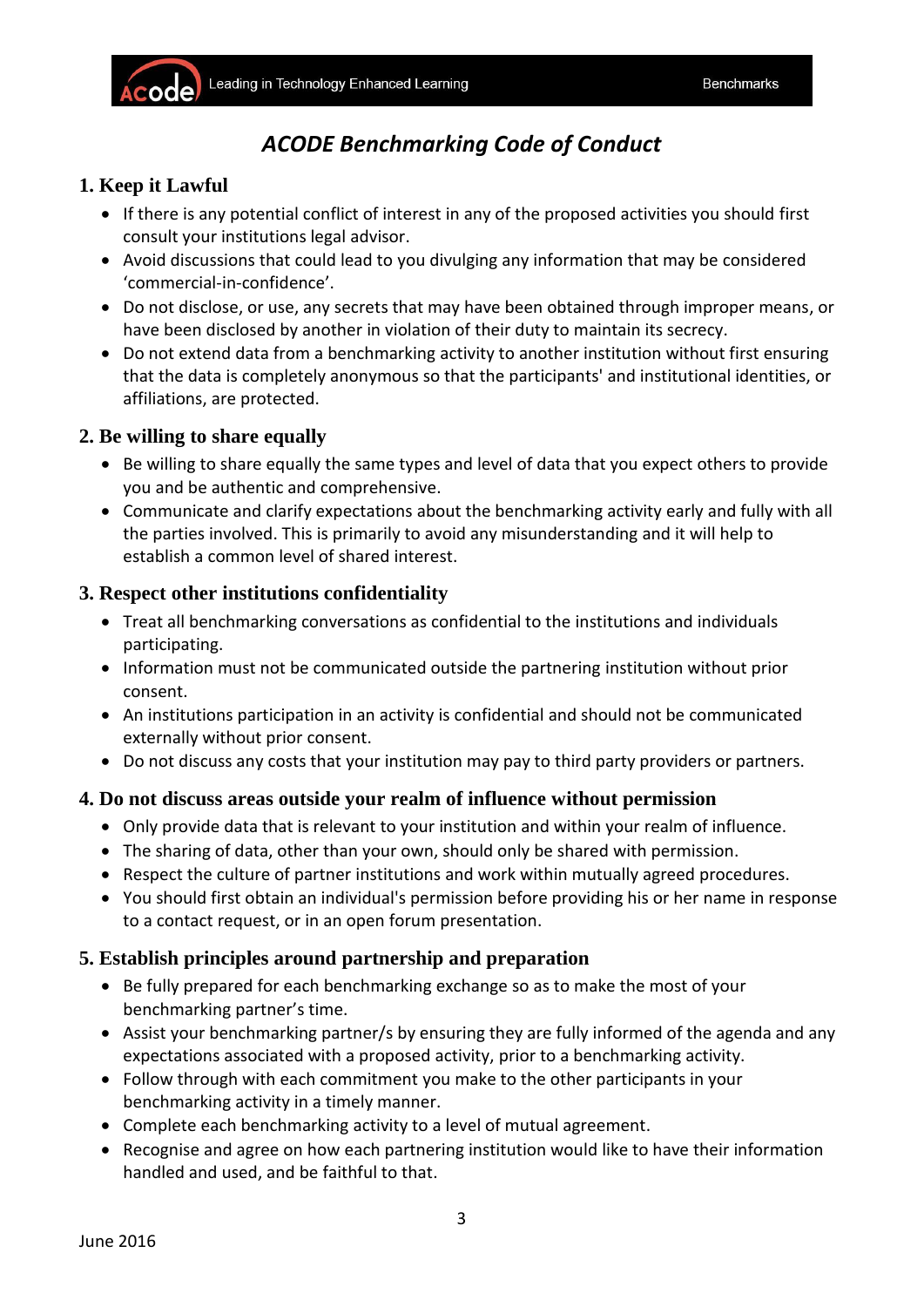# *ACODE Benchmarking Code of Conduct*

## 1. Keep it Lawful

- If there is any potential conflict of interest in any of the proposed activities you should first consult your institutions legal advisor.
- Avoid discussions that could lead to you divulging any information that may be considered 'commercial-in-confidence'.
- Do not disclose, or use, any secrets that may have been obtained through improper means, or have been disclosed by another in violation of their duty to maintain its secrecy.
- Do not extend data from a benchmarking activity to another institution without first ensuring that the data is completely anonymous so that the participants' and institutional identities, or affiliations, are protected.

## 2. Be willing to share equally

- Be willing to share equally the same types and level of data that you expect others to provide you and be authentic and comprehensive.
- Communicate and clarify expectations about the benchmarking activity early and fully with all the parties involved. This is primarily to avoid any misunderstanding and it will help to establish a common level of shared interest.

## 3. Respect other institutions confidentiality

- Treat all benchmarking conversations as confidential to the institutions and individuals participating.
- Information must not be communicated outside the partnering institution without prior consent.
- An institutions participation in an activity is confidential and should not be communicated externally without prior consent.
- Do not discuss any costs that your institution may pay to third party providers or partners.

## 4. Do not discuss areas outside your realm of influence without permission

- Only provide data that is relevant to your institution and within your realm of influence.
- The sharing of data, other than your own, should only be shared with permission.
- Respect the culture of partner institutions and work within mutually agreed procedures.
- You should first obtain an individual's permission before providing his or her name in response to a contact request, or in an open forum presentation.

## 5. Establish principles around partnership and preparation

- Be fully prepared for each benchmarking exchange so as to make the most of your benchmarking partner's time.
- Assist your benchmarking partner/s by ensuring they are fully informed of the agenda and any expectations associated with a proposed activity, prior to a benchmarking activity.
- Follow through with each commitment you make to the other participants in your benchmarking activity in a timely manner.
- Complete each benchmarking activity to a level of mutual agreement.
- Recognise and agree on how each partnering institution would like to have their information handled and used, and be faithful to that.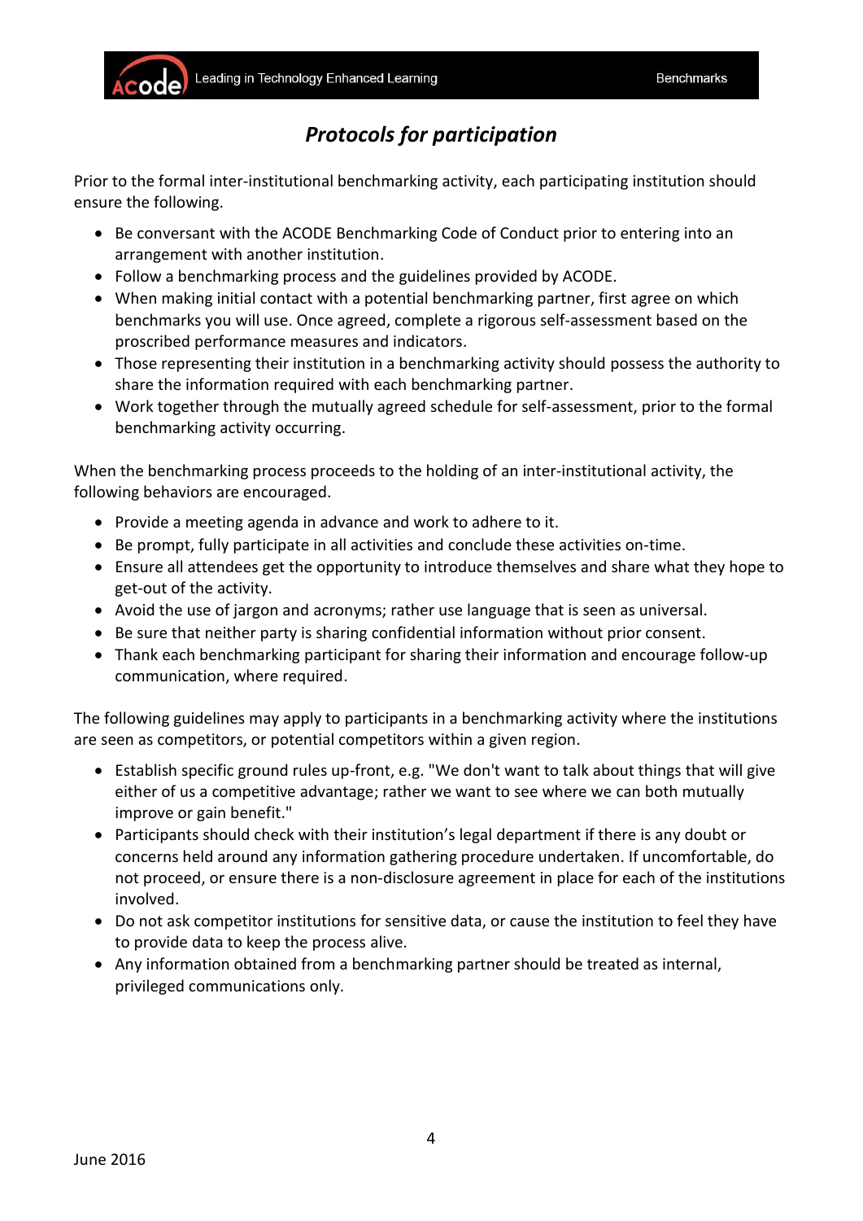## *Protocols for participation*

Prior to the formal inter-institutional benchmarking activity, each participating institution should ensure the following.

- Be conversant with the ACODE Benchmarking Code of Conduct prior to entering into an arrangement with another institution.
- Follow a benchmarking process and the guidelines provided by ACODE.
- When making initial contact with a potential benchmarking partner, first agree on which benchmarks you will use. Once agreed, complete a rigorous self-assessment based on the proscribed performance measures and indicators.
- Those representing their institution in a benchmarking activity should possess the authority to share the information required with each benchmarking partner.
- Work together through the mutually agreed schedule for self-assessment, prior to the formal benchmarking activity occurring.

When the benchmarking process proceeds to the holding of an inter-institutional activity, the following behaviors are encouraged.

- Provide a meeting agenda in advance and work to adhere to it.
- Be prompt, fully participate in all activities and conclude these activities on-time.
- Ensure all attendees get the opportunity to introduce themselves and share what they hope to get-out of the activity.
- Avoid the use of jargon and acronyms; rather use language that is seen as universal.
- Be sure that neither party is sharing confidential information without prior consent.
- Thank each benchmarking participant for sharing their information and encourage follow-up communication, where required.

The following guidelines may apply to participants in a benchmarking activity where the institutions are seen as competitors, or potential competitors within a given region.

- Establish specific ground rules up-front, e.g. "We don't want to talk about things that will give either of us a competitive advantage; rather we want to see where we can both mutually improve or gain benefit."
- Participants should check with their institution’s legal department if there is any doubt or concerns held around any information gathering procedure undertaken. If uncomfortable, do not proceed, or ensure there is a non-disclosure agreement in place for each of the institutions involved.
- Do not ask competitor institutions for sensitive data, or cause the institution to feel they have to provide data to keep the process alive.
- Any information obtained from a benchmarking partner should be treated as internal, privileged communications only.